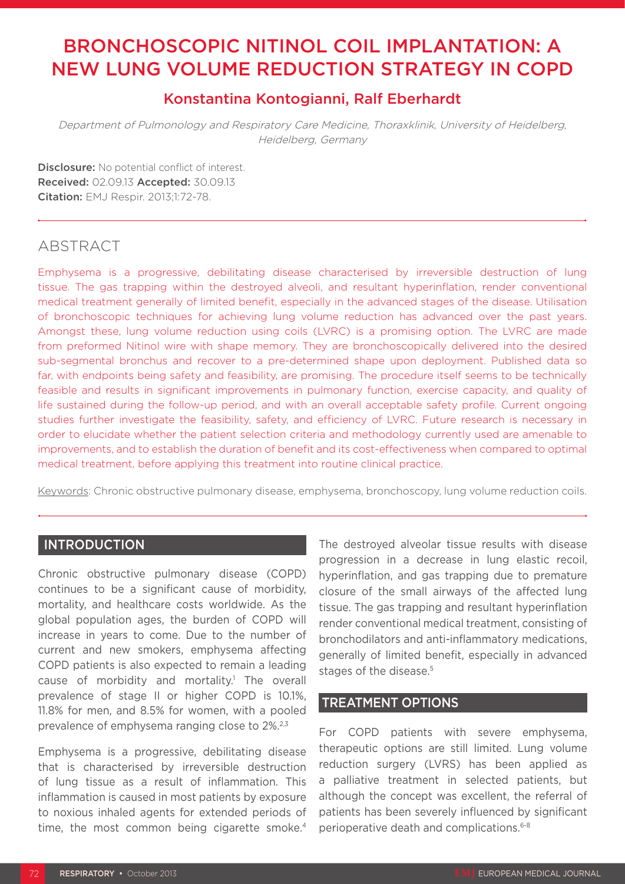# BRONCHOSCOPIC NITINOL COIL IMPLANTATION: A NEW LUNG VOLUME REDUCTION STRATEGY IN COPD

## Konstantina Kontogianni, Ralf Eberhardt

*Department of Pulmonology and Respiratory Care Medicine, Thoraxklinik, University of Heidelberg, Heidelberg, Germany*

**Disclosure:** No potential conflict of interest.
**Received:** 02.09.13 **Accepted:** 30.09.13
**Citation:** EMJ Respir. 2013;1:72-78.

## ABSTRACT

Emphysema is a progressive, debilitating disease characterised by irreversible destruction of lung tissue. The gas trapping within the destroyed alveoli, and resultant hyperinflation, render conventional medical treatment generally of limited benefit, especially in the advanced stages of the disease. Utilisation of bronchoscopic techniques for achieving lung volume reduction has advanced over the past years. Amongst these, lung volume reduction using coils (LVRC) is a promising option. The LVRC are made from preformed Nitinol wire with shape memory. They are bronchoscopically delivered into the desired sub-segmental bronchus and recover to a pre-determined shape upon deployment. Published data so far, with endpoints being safety and feasibility, are promising. The procedure itself seems to be technically feasible and results in significant improvements in pulmonary function, exercise capacity, and quality of life sustained during the follow-up period, and with an overall acceptable safety profile. Current ongoing studies further investigate the feasibility, safety, and efficiency of LVRC. Future research is necessary in order to elucidate whether the patient selection criteria and methodology currently used are amenable to improvements, and to establish the duration of benefit and its cost-effectiveness when compared to optimal medical treatment, before applying this treatment into routine clinical practice.

Keywords: Chronic obstructive pulmonary disease, emphysema, bronchoscopy, lung volume reduction coils.

## INTRODUCTION

Chronic obstructive pulmonary disease (COPD) continues to be a significant cause of morbidity, mortality, and healthcare costs worldwide. As the global population ages, the burden of COPD will increase in years to come. Due to the number of current and new smokers, emphysema affecting COPD patients is also expected to remain a leading cause of morbidity and mortality.[1] The overall prevalence of stage II or higher COPD is 10.1%, 11.8% for men, and 8.5% for women, with a pooled prevalence of emphysema ranging close to 2%.[2,3]

Emphysema is a progressive, debilitating disease that is characterised by irreversible destruction of lung tissue as a result of inflammation. This inflammation is caused in most patients by exposure to noxious inhaled agents for extended periods of time, the most common being cigarette smoke.[4] The destroyed alveolar tissue results with disease progression in a decrease in lung elastic recoil, hyperinflation, and gas trapping due to premature closure of the small airways of the affected lung tissue. The gas trapping and resultant hyperinflation render conventional medical treatment, consisting of bronchodilators and anti-inflammatory medications, generally of limited benefit, especially in advanced stages of the disease.[5]

## TREATMENT OPTIONS

For COPD patients with severe emphysema, therapeutic options are still limited. Lung volume reduction surgery (LVRS) has been applied as a palliative treatment in selected patients, but although the concept was excellent, the referral of patients has been severely influenced by significant perioperative death and complications.[6-8]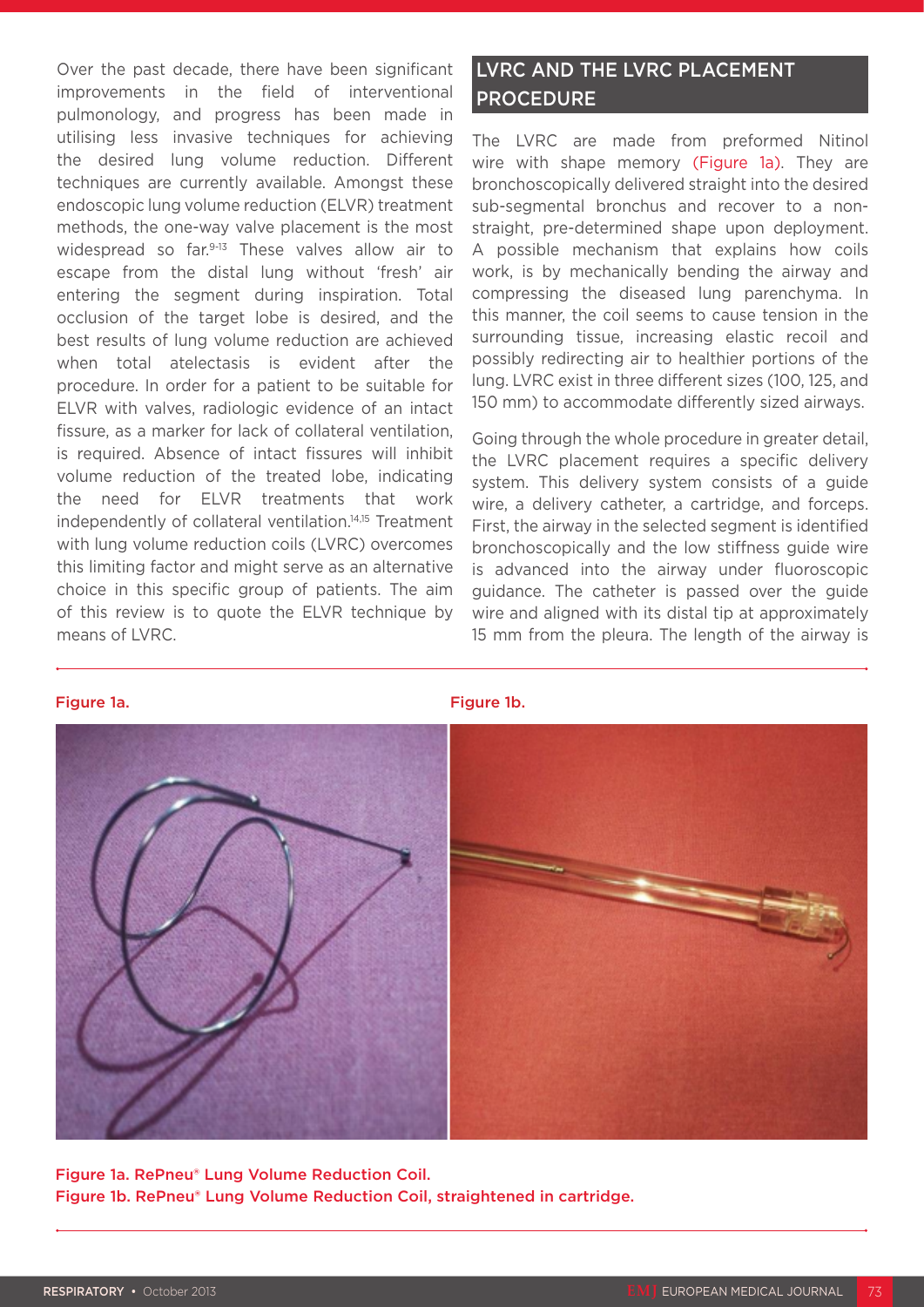Over the past decade, there have been significant improvements in the field of interventional pulmonology, and progress has been made in utilising less invasive techniques for achieving the desired lung volume reduction. Different techniques are currently available. Amongst these endoscopic lung volume reduction (ELVR) treatment methods, the one-way valve placement is the most widespread so far.[9-13] These valves allow air to escape from the distal lung without 'fresh' air entering the segment during inspiration. Total occlusion of the target lobe is desired, and the best results of lung volume reduction are achieved when total atelectasis is evident after the procedure. In order for a patient to be suitable for ELVR with valves, radiologic evidence of an intact fissure, as a marker for lack of collateral ventilation, is required. Absence of intact fissures will inhibit volume reduction of the treated lobe, indicating the need for ELVR treatments that work independently of collateral ventilation.[14,15] Treatment with lung volume reduction coils (LVRC) overcomes this limiting factor and might serve as an alternative choice in this specific group of patients. The aim of this review is to quote the ELVR technique by means of LVRC.

## LVRC AND THE LVRC PLACEMENT PROCEDURE

The LVRC are made from preformed Nitinol wire with shape memory (Figure 1a). They are bronchoscopically delivered straight into the desired sub-segmental bronchus and recover to a non-straight, pre-determined shape upon deployment. A possible mechanism that explains how coils work, is by mechanically bending the airway and compressing the diseased lung parenchyma. In this manner, the coil seems to cause tension in the surrounding tissue, increasing elastic recoil and possibly redirecting air to healthier portions of the lung. LVRC exist in three different sizes (100, 125, and 150 mm) to accommodate differently sized airways.

Going through the whole procedure in greater detail, the LVRC placement requires a specific delivery system. This delivery system consists of a guide wire, a delivery catheter, a cartridge, and forceps. First, the airway in the selected segment is identified bronchoscopically and the low stiffness guide wire is advanced into the airway under fluoroscopic guidance. The catheter is passed over the guide wire and aligned with its distal tip at approximately 15 mm from the pleura. The length of the airway is

Figure 1a. RePneu® Lung Volume Reduction Coil.
Figure 1b. RePneu® Lung Volume Reduction Coil, straightened in cartridge.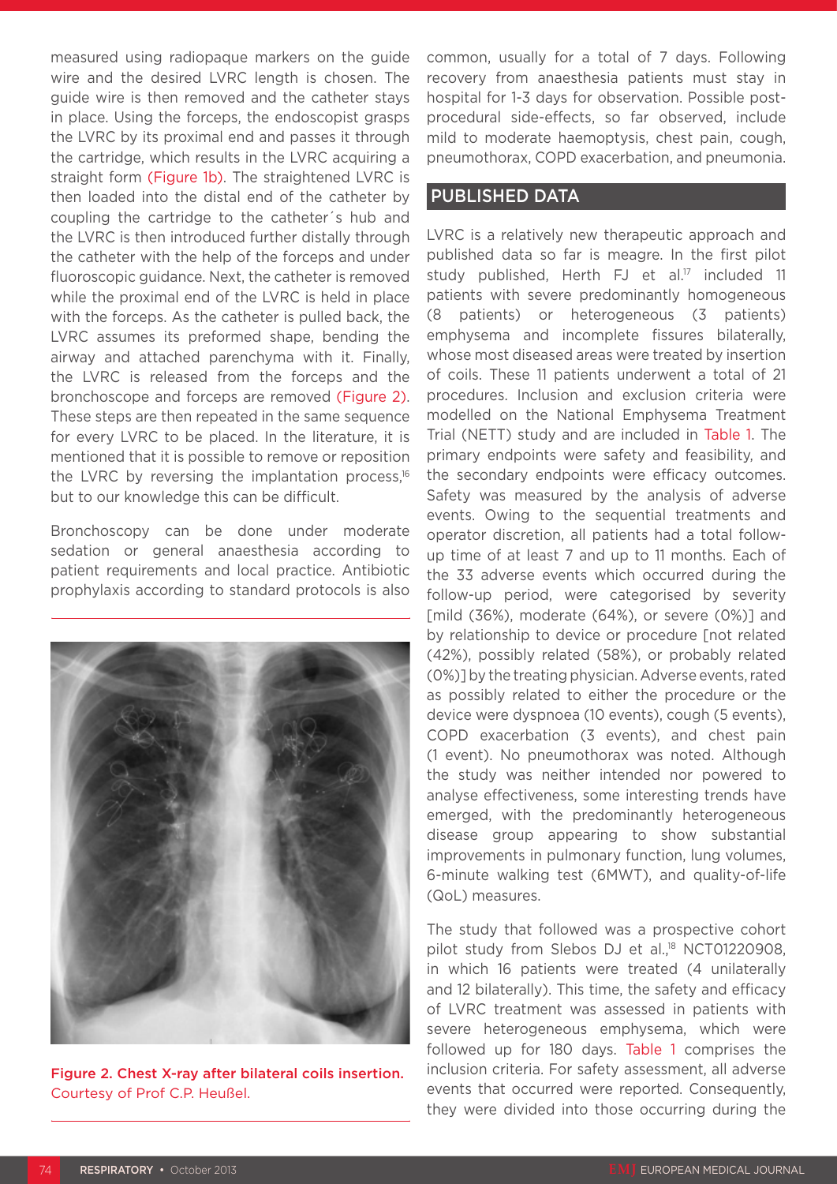measured using radiopaque markers on the guide wire and the desired LVRC length is chosen. The guide wire is then removed and the catheter stays in place. Using the forceps, the endoscopist grasps the LVRC by its proximal end and passes it through the cartridge, which results in the LVRC acquiring a straight form (Figure 1b). The straightened LVRC is then loaded into the distal end of the catheter by coupling the cartridge to the catheter´s hub and the LVRC is then introduced further distally through the catheter with the help of the forceps and under fluoroscopic guidance. Next, the catheter is removed while the proximal end of the LVRC is held in place with the forceps. As the catheter is pulled back, the LVRC assumes its preformed shape, bending the airway and attached parenchyma with it. Finally, the LVRC is released from the forceps and the bronchoscope and forceps are removed (Figure 2). These steps are then repeated in the same sequence for every LVRC to be placed. In the literature, it is mentioned that it is possible to remove or reposition the LVRC by reversing the implantation process,[16] but to our knowledge this can be difficult.

Bronchoscopy can be done under moderate sedation or general anaesthesia according to patient requirements and local practice. Antibiotic prophylaxis according to standard protocols is also common, usually for a total of 7 days. Following recovery from anaesthesia patients must stay in hospital for 1-3 days for observation. Possible post-procedural side-effects, so far observed, include mild to moderate haemoptysis, chest pain, cough, pneumothorax, COPD exacerbation, and pneumonia.

Figure 2. Chest X-ray after bilateral coils insertion.
Courtesy of Prof C.P. Heußel.

## PUBLISHED DATA

LVRC is a relatively new therapeutic approach and published data so far is meagre. In the first pilot study published, Herth FJ et al.[17] included 11 patients with severe predominantly homogeneous (8 patients) or heterogeneous (3 patients) emphysema and incomplete fissures bilaterally, whose most diseased areas were treated by insertion of coils. These 11 patients underwent a total of 21 procedures. Inclusion and exclusion criteria were modelled on the National Emphysema Treatment Trial (NETT) study and are included in Table 1. The primary endpoints were safety and feasibility, and the secondary endpoints were efficacy outcomes. Safety was measured by the analysis of adverse events. Owing to the sequential treatments and operator discretion, all patients had a total follow-up time of at least 7 and up to 11 months. Each of the 33 adverse events which occurred during the follow-up period, were categorised by severity [mild (36%), moderate (64%), or severe (0%)] and by relationship to device or procedure [not related (42%), possibly related (58%), or probably related (0%)] by the treating physician. Adverse events, rated as possibly related to either the procedure or the device were dyspnoea (10 events), cough (5 events), COPD exacerbation (3 events), and chest pain (1 event). No pneumothorax was noted. Although the study was neither intended nor powered to analyse effectiveness, some interesting trends have emerged, with the predominantly heterogeneous disease group appearing to show substantial improvements in pulmonary function, lung volumes, 6-minute walking test (6MWT), and quality-of-life (QoL) measures.

The study that followed was a prospective cohort pilot study from Slebos DJ et al.,[18] NCT01220908, in which 16 patients were treated (4 unilaterally and 12 bilaterally). This time, the safety and efficacy of LVRC treatment was assessed in patients with severe heterogeneous emphysema, which were followed up for 180 days. Table 1 comprises the inclusion criteria. For safety assessment, all adverse events that occurred were reported. Consequently, they were divided into those occurring during the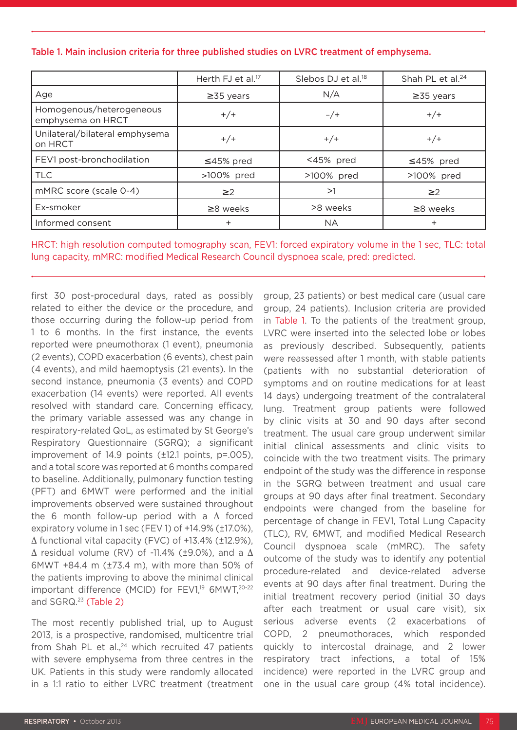Table 1. Main inclusion criteria for three published studies on LVRC treatment of emphysema.

| | Herth FJ et al.[17] | Slebos DJ et al.[18] | Shah PL et al.[24] |
|---|---|---|---|
| Age | ≥35 years | N/A | ≥35 years |
| Homogenous/heterogeneous emphysema on HRCT | +/+ | -/+ | +/+ |
| Unilateral/bilateral emphysema on HRCT | +/+ | +/+ | +/+ |
| FEV1 post-bronchodilation | ≤45% pred | <45% pred | ≤45% pred |
| TLC | >100% pred | >100% pred | >100% pred |
| mMRC score (scale 0-4) | ≥2 | >1 | ≥2 |
| Ex-smoker | ≥8 weeks | >8 weeks | ≥8 weeks |
| Informed consent | + | NA | + |

HRCT: high resolution computed tomography scan, FEV1: forced expiratory volume in the 1 sec, TLC: total lung capacity, mMRC: modified Medical Research Council dyspnoea scale, pred: predicted.

first 30 post-procedural days, rated as possibly related to either the device or the procedure, and those occurring during the follow-up period from 1 to 6 months. In the first instance, the events reported were pneumothorax (1 event), pneumonia (2 events), COPD exacerbation (6 events), chest pain (4 events), and mild haemoptysis (21 events). In the second instance, pneumonia (3 events) and COPD exacerbation (14 events) were reported. All events resolved with standard care. Concerning efficacy, the primary variable assessed was any change in respiratory-related QoL, as estimated by St George's Respiratory Questionnaire (SGRQ); a significant improvement of 14.9 points (±12.1 points, p=.005), and a total score was reported at 6 months compared to baseline. Additionally, pulmonary function testing (PFT) and 6MWT were performed and the initial improvements observed were sustained throughout the 6 month follow-up period with a Δ forced expiratory volume in 1 sec (FEV 1) of +14.9% (±17.0%), Δ functional vital capacity (FVC) of +13.4% (±12.9%), Δ residual volume (RV) of -11.4% (±9.0%), and a Δ 6MWT +84.4 m (±73.4 m), with more than 50% of the patients improving to above the minimal clinical important difference (MCID) for FEV1,[19] 6MWT,[20-22] and SGRQ.[23] (Table 2)

The most recently published trial, up to August 2013, is a prospective, randomised, multicentre trial from Shah PL et al.,[24] which recruited 47 patients with severe emphysema from three centres in the UK. Patients in this study were randomly allocated in a 1:1 ratio to either LVRC treatment (treatment group, 23 patients) or best medical care (usual care group, 24 patients). Inclusion criteria are provided in Table 1. To the patients of the treatment group, LVRC were inserted into the selected lobe or lobes as previously described. Subsequently, patients were reassessed after 1 month, with stable patients (patients with no substantial deterioration of symptoms and on routine medications for at least 14 days) undergoing treatment of the contralateral lung. Treatment group patients were followed by clinic visits at 30 and 90 days after second treatment. The usual care group underwent similar initial clinical assessments and clinic visits to coincide with the two treatment visits. The primary endpoint of the study was the difference in response in the SGRQ between treatment and usual care groups at 90 days after final treatment. Secondary endpoints were changed from the baseline for percentage of change in FEV1, Total Lung Capacity (TLC), RV, 6MWT, and modified Medical Research Council dyspnoea scale (mMRC). The safety outcome of the study was to identify any potential procedure-related and device-related adverse events at 90 days after final treatment. During the initial treatment recovery period (initial 30 days after each treatment or usual care visit), six serious adverse events (2 exacerbations of COPD, 2 pneumothoraces, which responded quickly to intercostal drainage, and 2 lower respiratory tract infections, a total of 15% incidence) were reported in the LVRC group and one in the usual care group (4% total incidence).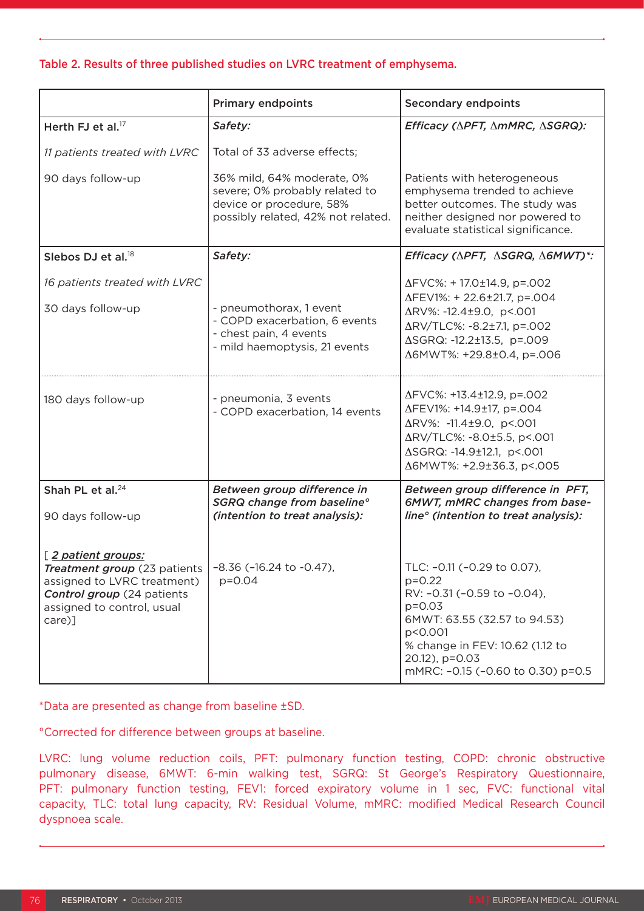Table 2. Results of three published studies on LVRC treatment of emphysema.

| | Primary endpoints | Secondary endpoints |
|---|---|---|
| Herth FJ et al.[17]<br><br>*11 patients treated with LVRC*<br><br>90 days follow-up | *Safety:*<br><br>Total of 33 adverse effects;<br><br>36% mild, 64% moderate, 0% severe; 0% probably related to device or procedure, 58% possibly related, 42% not related. | *Efficacy (ΔPFT, ΔmMRC, ΔSGRQ):*<br><br>Patients with heterogeneous emphysema trended to achieve better outcomes. The study was neither designed nor powered to evaluate statistical significance. |
| Slebos DJ et al.[18]<br><br>*16 patients treated with LVRC*<br><br>30 days follow-up | *Safety:*<br><br>- pneumothorax, 1 event<br>- COPD exacerbation, 6 events<br>- chest pain, 4 events<br>- mild haemoptysis, 21 events | *Efficacy (ΔPFT, ΔSGRQ, Δ6MWT)\*:*<br><br>ΔFVC%: + 17.0±14.9, p=.002<br>ΔFEV1%: + 22.6±21.7, p=.004<br>ΔRV%: -12.4±9.0, p<.001<br>ΔRV/TLC%: -8.2±7.1, p=.002<br>ΔSGRQ: -12.2±13.5, p=.009<br>Δ6MWT%: +29.8±0.4, p=.006 |
| 180 days follow-up | - pneumonia, 3 events<br>- COPD exacerbation, 14 events | ΔFVC%: +13.4±12.9, p=.002<br>ΔFEV1%: +14.9±17, p=.004<br>ΔRV%: -11.4±9.0, p<.001<br>ΔRV/TLC%: -8.0±5.5, p<.001<br>ΔSGRQ: -14.9±12.1, p<.001<br>Δ6MWT%: +2.9±36.3, p<.005 |
| Shah PL et al.[24]<br><br>90 days follow-up<br><br>[ <u>*2 patient groups:*</u><br>***Treatment group*** (23 patients assigned to LVRC treatment)<br>***Control group*** (24 patients assigned to control, usual care)] | ***Between group difference in SGRQ change from baseline° (intention to treat analysis):***<br><br>-8.36 (–16.24 to -0.47), p=0.04 | ***Between group difference in PFT, 6MWT, mMRC changes from baseline° (intention to treat analysis):***<br><br>TLC: –0.11 (–0.29 to 0.07), p=0.22<br>RV: –0.31 (–0.59 to –0.04), p=0.03<br>6MWT: 63.55 (32.57 to 94.53) p<0.001<br>% change in FEV: 10.62 (1.12 to 20.12), p=0.03<br>mMRC: –0.15 (–0.60 to 0.30) p=0.5 |

*Data are presented as change from baseline ±SD.

°Corrected for difference between groups at baseline.

LVRC: lung volume reduction coils, PFT: pulmonary function testing, COPD: chronic obstructive pulmonary disease, 6MWT: 6-min walking test, SGRQ: St George's Respiratory Questionnaire, PFT: pulmonary function testing, FEV1: forced expiratory volume in 1 sec, FVC: functional vital capacity, TLC: total lung capacity, RV: Residual Volume, mMRC: modified Medical Research Council dyspnoea scale.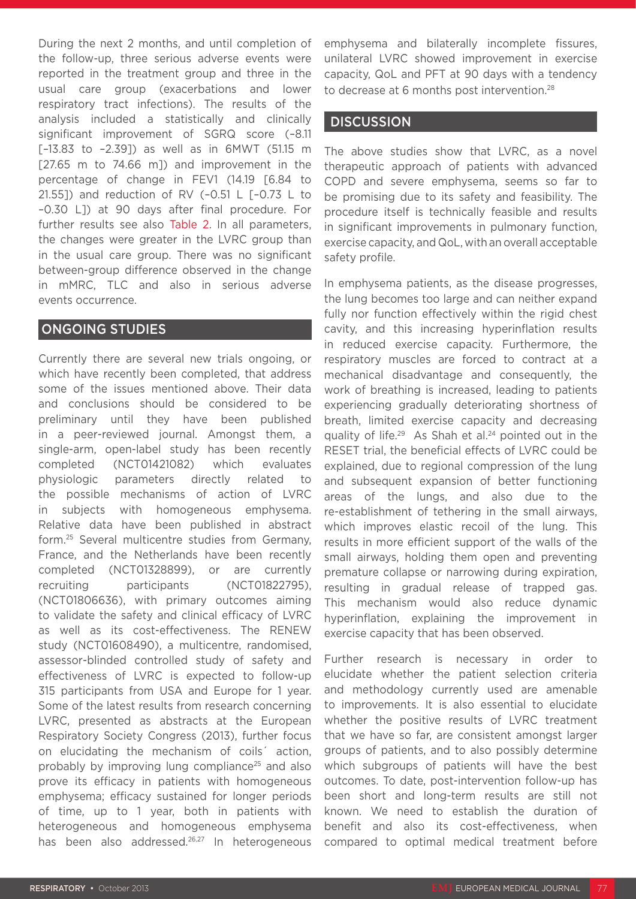During the next 2 months, and until completion of the follow-up, three serious adverse events were reported in the treatment group and three in the usual care group (exacerbations and lower respiratory tract infections). The results of the analysis included a statistically and clinically significant improvement of SGRQ score (–8.11 [–13.83 to –2.39]) as well as in 6MWT (51.15 m [27.65 m to 74.66 m]) and improvement in the percentage of change in FEV1 (14.19 [6.84 to 21.55]) and reduction of RV (–0.51 L [–0.73 L to –0.30 L]) at 90 days after final procedure. For further results see also Table 2. In all parameters, the changes were greater in the LVRC group than in the usual care group. There was no significant between-group difference observed in the change in mMRC, TLC and also in serious adverse events occurrence.

## ONGOING STUDIES

Currently there are several new trials ongoing, or which have recently been completed, that address some of the issues mentioned above. Their data and conclusions should be considered to be preliminary until they have been published in a peer-reviewed journal. Amongst them, a single-arm, open-label study has been recently completed (NCT01421082) which evaluates physiologic parameters directly related to the possible mechanisms of action of LVRC in subjects with homogeneous emphysema. Relative data have been published in abstract form.[25] Several multicentre studies from Germany, France, and the Netherlands have been recently completed (NCT01328899), or are currently recruiting participants (NCT01822795), (NCT01806636), with primary outcomes aiming to validate the safety and clinical efficacy of LVRC as well as its cost-effectiveness. The RENEW study (NCT01608490), a multicentre, randomised, assessor-blinded controlled study of safety and effectiveness of LVRC is expected to follow-up 315 participants from USA and Europe for 1 year. Some of the latest results from research concerning LVRC, presented as abstracts at the European Respiratory Society Congress (2013), further focus on elucidating the mechanism of coils´ action, probably by improving lung compliance[25] and also prove its efficacy in patients with homogeneous emphysema; efficacy sustained for longer periods of time, up to 1 year, both in patients with heterogeneous and homogeneous emphysema has been also addressed.[26,27] In heterogeneous emphysema and bilaterally incomplete fissures, unilateral LVRC showed improvement in exercise capacity, QoL and PFT at 90 days with a tendency to decrease at 6 months post intervention.[28]

## DISCUSSION

The above studies show that LVRC, as a novel therapeutic approach of patients with advanced COPD and severe emphysema, seems so far to be promising due to its safety and feasibility. The procedure itself is technically feasible and results in significant improvements in pulmonary function, exercise capacity, and QoL, with an overall acceptable safety profile.

In emphysema patients, as the disease progresses, the lung becomes too large and can neither expand fully nor function effectively within the rigid chest cavity, and this increasing hyperinflation results in reduced exercise capacity. Furthermore, the respiratory muscles are forced to contract at a mechanical disadvantage and consequently, the work of breathing is increased, leading to patients experiencing gradually deteriorating shortness of breath, limited exercise capacity and decreasing quality of life.[29] As Shah et al.[24] pointed out in the RESET trial, the beneficial effects of LVRC could be explained, due to regional compression of the lung and subsequent expansion of better functioning areas of the lungs, and also due to the re-establishment of tethering in the small airways, which improves elastic recoil of the lung. This results in more efficient support of the walls of the small airways, holding them open and preventing premature collapse or narrowing during expiration, resulting in gradual release of trapped gas. This mechanism would also reduce dynamic hyperinflation, explaining the improvement in exercise capacity that has been observed.

Further research is necessary in order to elucidate whether the patient selection criteria and methodology currently used are amenable to improvements. It is also essential to elucidate whether the positive results of LVRC treatment that we have so far, are consistent amongst larger groups of patients, and to also possibly determine which subgroups of patients will have the best outcomes. To date, post-intervention follow-up has been short and long-term results are still not known. We need to establish the duration of benefit and also its cost-effectiveness, when compared to optimal medical treatment before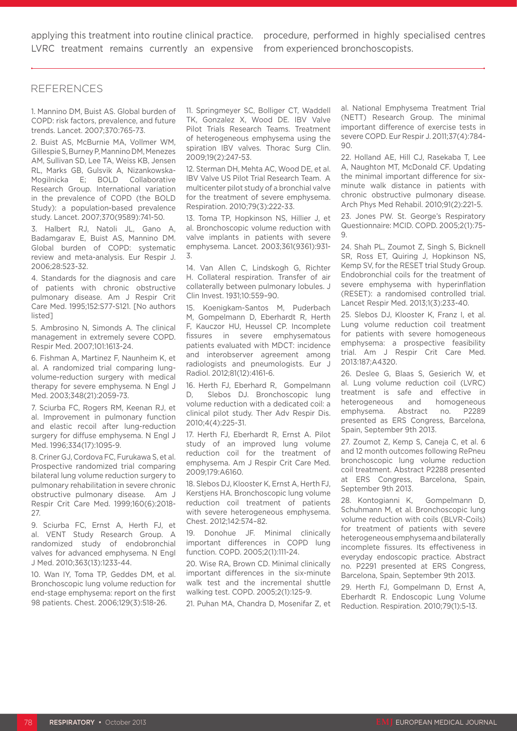applying this treatment into routine clinical practice. LVRC treatment remains currently an expensive procedure, performed in highly specialised centres from experienced bronchoscopists.

## REFERENCES

1. Mannino DM, Buist AS. Global burden of COPD: risk factors, prevalence, and future trends. Lancet. 2007;370:765-73.

2. Buist AS, McBurnie MA, Vollmer WM, Gillespie S, Burney P, Mannino DM, Menezes AM, Sullivan SD, Lee TA, Weiss KB, Jensen RL, Marks GB, Gulsvik A, Nizankowska-Mogilnicka E; BOLD Collaborative Research Group. International variation in the prevalence of COPD (the BOLD Study): a population-based prevalence study. Lancet. 2007;370(9589):741-50.

3. Halbert RJ, Natoli JL, Gano A, Badamgarav E, Buist AS, Mannino DM. Global burden of COPD: systematic review and meta-analysis. Eur Respir J. 2006;28:523-32.

4. Standards for the diagnosis and care of patients with chronic obstructive pulmonary disease. Am J Respir Crit Care Med. 1995;152:S77-S121. [No authors listed]

5. Ambrosino N, Simonds A. The clinical management in extremely severe COPD. Respir Med. 2007;101:1613-24.

6. Fishman A, Martinez F, Naunheim K, et al. A randomized trial comparing lung-volume-reduction surgery with medical therapy for severe emphysema. N Engl J Med. 2003;348(21):2059-73.

7. Sciurba FC, Rogers RM, Keenan RJ, et al. Improvement in pulmonary function and elastic recoil after lung-reduction surgery for diffuse emphysema. N Engl J Med. 1996;334(17):1095-9.

8. Criner GJ, Cordova FC, Furukawa S, et al. Prospective randomized trial comparing bilateral lung volume reduction surgery to pulmonary rehabilitation in severe chronic obstructive pulmonary disease. Am J Respir Crit Care Med. 1999;160(6):2018-27.

9. Sciurba FC, Ernst A, Herth FJ, et al. VENT Study Research Group. A randomized study of endobronchial valves for advanced emphysema. N Engl J Med. 2010;363(13):1233-44.

10. Wan IY, Toma TP, Geddes DM, et al. Bronchoscopic lung volume reduction for end-stage emphysema: report on the first 98 patients. Chest. 2006;129(3):518-26.

11. Springmeyer SC, Bolliger CT, Waddell TK, Gonzalez X, Wood DE. IBV Valve Pilot Trials Research Teams. Treatment of heterogeneous emphysema using the spiration IBV valves. Thorac Surg Clin. 2009;19(2):247-53.

12. Sterman DH, Mehta AC, Wood DE, et al. IBV Valve US Pilot Trial Research Team. A multicenter pilot study of a bronchial valve for the treatment of severe emphysema. Respiration. 2010;79(3):222-33.

13. Toma TP, Hopkinson NS, Hillier J, et al. Bronchoscopic volume reduction with valve implants in patients with severe emphysema. Lancet. 2003;361(9361):931-3.

14. Van Allen C, Lindskogh G, Richter H. Collateral respiration. Transfer of air collaterally between pulmonary lobules. J Clin Invest. 1931;10:559–90.

15. Koenigkam-Santos M, Puderbach M, Gompelmann D, Eberhardt R, Herth F, Kauczor HU, Heussel CP. Incomplete fissures in severe emphysematous patients evaluated with MDCT: incidence and interobserver agreement among radiologists and pneumologists. Eur J Radiol. 2012;81(12):4161-6.

16. Herth FJ, Eberhard R, Gompelmann D, Slebos DJ. Bronchoscopic lung volume reduction with a dedicated coil: a clinical pilot study. Ther Adv Respir Dis. 2010;4(4):225-31.

17. Herth FJ, Eberhardt R, Ernst A. Pilot study of an improved lung volume reduction coil for the treatment of emphysema. Am J Respir Crit Care Med. 2009;179:A6160.

18. Slebos DJ, Klooster K, Ernst A, Herth FJ, Kerstjens HA. Bronchoscopic lung volume reduction coil treatment of patients with severe heterogeneous emphysema. Chest. 2012;142:574–82.

19. Donohue JF. Minimal clinically important differences in COPD lung function. COPD. 2005;2(1):111-24.

20. Wise RA, Brown CD. Minimal clinically important differences in the six-minute walk test and the incremental shuttle walking test. COPD. 2005;2(1):125-9.

21. Puhan MA, Chandra D, Mosenifar Z, et al. National Emphysema Treatment Trial (NETT) Research Group. The minimal important difference of exercise tests in severe COPD. Eur Respir J. 2011;37(4):784-90.

22. Holland AE, Hill CJ, Rasekaba T, Lee A, Naughton MT, McDonald CF. Updating the minimal important difference for six-minute walk distance in patients with chronic obstructive pulmonary disease. Arch Phys Med Rehabil. 2010;91(2):221-5.

23. Jones PW. St. George's Respiratory Questionnaire: MCID. COPD. 2005;2(1):75-9.

24. Shah PL, Zoumot Z, Singh S, Bicknell SR, Ross ET, Quiring J, Hopkinson NS, Kemp SV, for the RESET trial Study Group. Endobronchial coils for the treatment of severe emphysema with hyperinflation (RESET): a randomised controlled trial. Lancet Respir Med. 2013;1(3):233-40.

25. Slebos DJ, Klooster K, Franz I, et al. Lung volume reduction coil treatment for patients with severe homogeneous emphysema: a prospective feasibility trial. Am J Respir Crit Care Med. 2013;187;A4320.

26. Deslee G, Blaas S, Gesierich W, et al. Lung volume reduction coil (LVRC) treatment is safe and effective in heterogeneous and homogeneous emphysema. Abstract no. P2289 presented as ERS Congress, Barcelona, Spain, September 9th 2013.

27. Zoumot Z, Kemp S, Caneja C, et al. 6 and 12 month outcomes following RePneu bronchoscopic lung volume reduction coil treatment. Abstract P2288 presented at ERS Congress, Barcelona, Spain, September 9th 2013.

28. Kontogianni K, Gompelmann D, Schuhmann M, et al. Bronchoscopic lung volume reduction with coils (BLVR-Coils) for treatment of patients with severe heterogeneous emphysema and bilaterally incomplete fissures. Its effectiveness in everyday endoscopic practice. Abstract no. P2291 presented at ERS Congress, Barcelona, Spain, September 9th 2013.

29. Herth FJ, Gompelmann D, Ernst A, Eberhardt R. Endoscopic Lung Volume Reduction. Respiration. 2010;79(1):5-13.